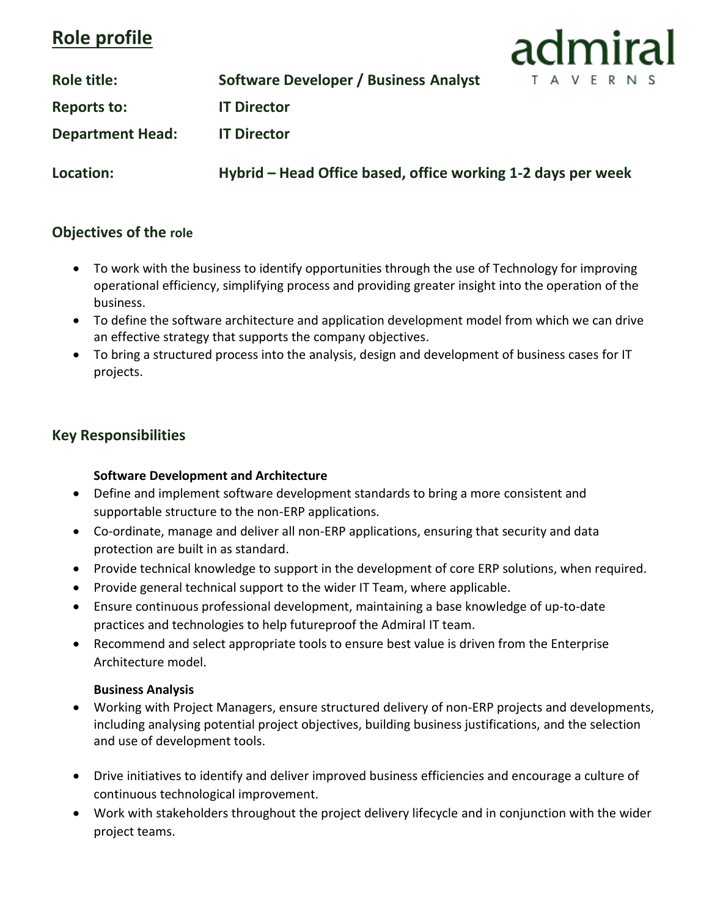# Role profile

admiral TAVERNS

**Role title:** Software Developer / Business Analyst

**Reports to:** IT Director

**Department Head:** IT Director

**Location:** Hybrid – Head Office based, office working 1-2 days per week

## Objectives of the role

- To work with the business to identify opportunities through the use of Technology for improving operational efficiency, simplifying process and providing greater insight into the operation of the business.
- To define the software architecture and application development model from which we can drive an effective strategy that supports the company objectives.
- To bring a structured process into the analysis, design and development of business cases for IT projects.

## Key Responsibilities

**Software Development and Architecture**

- Define and implement software development standards to bring a more consistent and supportable structure to the non-ERP applications.
- Co-ordinate, manage and deliver all non-ERP applications, ensuring that security and data protection are built in as standard.
- Provide technical knowledge to support in the development of core ERP solutions, when required.
- Provide general technical support to the wider IT Team, where applicable.
- Ensure continuous professional development, maintaining a base knowledge of up-to-date practices and technologies to help futureproof the Admiral IT team.
- Recommend and select appropriate tools to ensure best value is driven from the Enterprise Architecture model.

**Business Analysis**

- Working with Project Managers, ensure structured delivery of non-ERP projects and developments, including analysing potential project objectives, building business justifications, and the selection and use of development tools.
- Drive initiatives to identify and deliver improved business efficiencies and encourage a culture of continuous technological improvement.
- Work with stakeholders throughout the project delivery lifecycle and in conjunction with the wider project teams.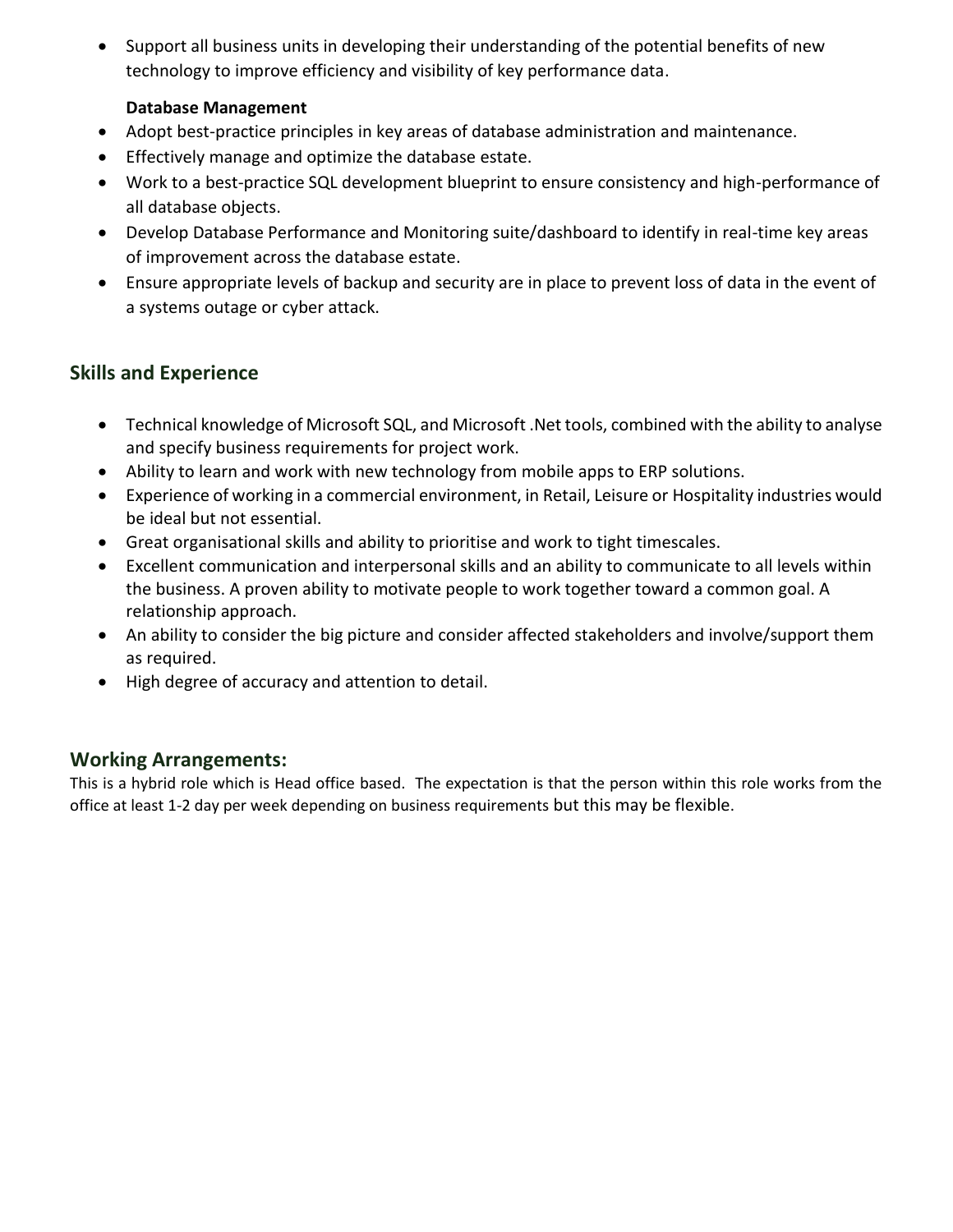- Support all business units in developing their understanding of the potential benefits of new technology to improve efficiency and visibility of key performance data.

**Database Management**

- Adopt best-practice principles in key areas of database administration and maintenance.
- Effectively manage and optimize the database estate.
- Work to a best-practice SQL development blueprint to ensure consistency and high-performance of all database objects.
- Develop Database Performance and Monitoring suite/dashboard to identify in real-time key areas of improvement across the database estate.
- Ensure appropriate levels of backup and security are in place to prevent loss of data in the event of a systems outage or cyber attack.

## Skills and Experience

- Technical knowledge of Microsoft SQL, and Microsoft .Net tools, combined with the ability to analyse and specify business requirements for project work.
- Ability to learn and work with new technology from mobile apps to ERP solutions.
- Experience of working in a commercial environment, in Retail, Leisure or Hospitality industries would be ideal but not essential.
- Great organisational skills and ability to prioritise and work to tight timescales.
- Excellent communication and interpersonal skills and an ability to communicate to all levels within the business. A proven ability to motivate people to work together toward a common goal. A relationship approach.
- An ability to consider the big picture and consider affected stakeholders and involve/support them as required.
- High degree of accuracy and attention to detail.

## Working Arrangements:

This is a hybrid role which is Head office based. The expectation is that the person within this role works from the office at least 1-2 day per week depending on business requirements but this may be flexible.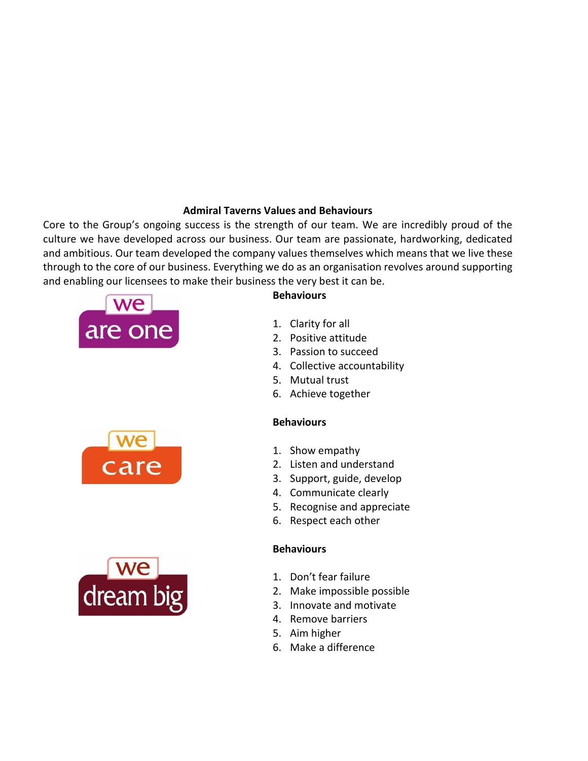**Admiral Taverns Values and Behaviours**

Core to the Group's ongoing success is the strength of our team. We are incredibly proud of the culture we have developed across our business. Our team are passionate, hardworking, dedicated and ambitious. Our team developed the company values themselves which means that we live these through to the core of our business. Everything we do as an organisation revolves around supporting and enabling our licensees to make their business the very best it can be.

we are one

**Behaviours**

1. Clarity for all
2. Positive attitude
3. Passion to succeed
4. Collective accountability
5. Mutual trust
6. Achieve together

we care

**Behaviours**

1. Show empathy
2. Listen and understand
3. Support, guide, develop
4. Communicate clearly
5. Recognise and appreciate
6. Respect each other

we dream big

**Behaviours**

1. Don't fear failure
2. Make impossible possible
3. Innovate and motivate
4. Remove barriers
5. Aim higher
6. Make a difference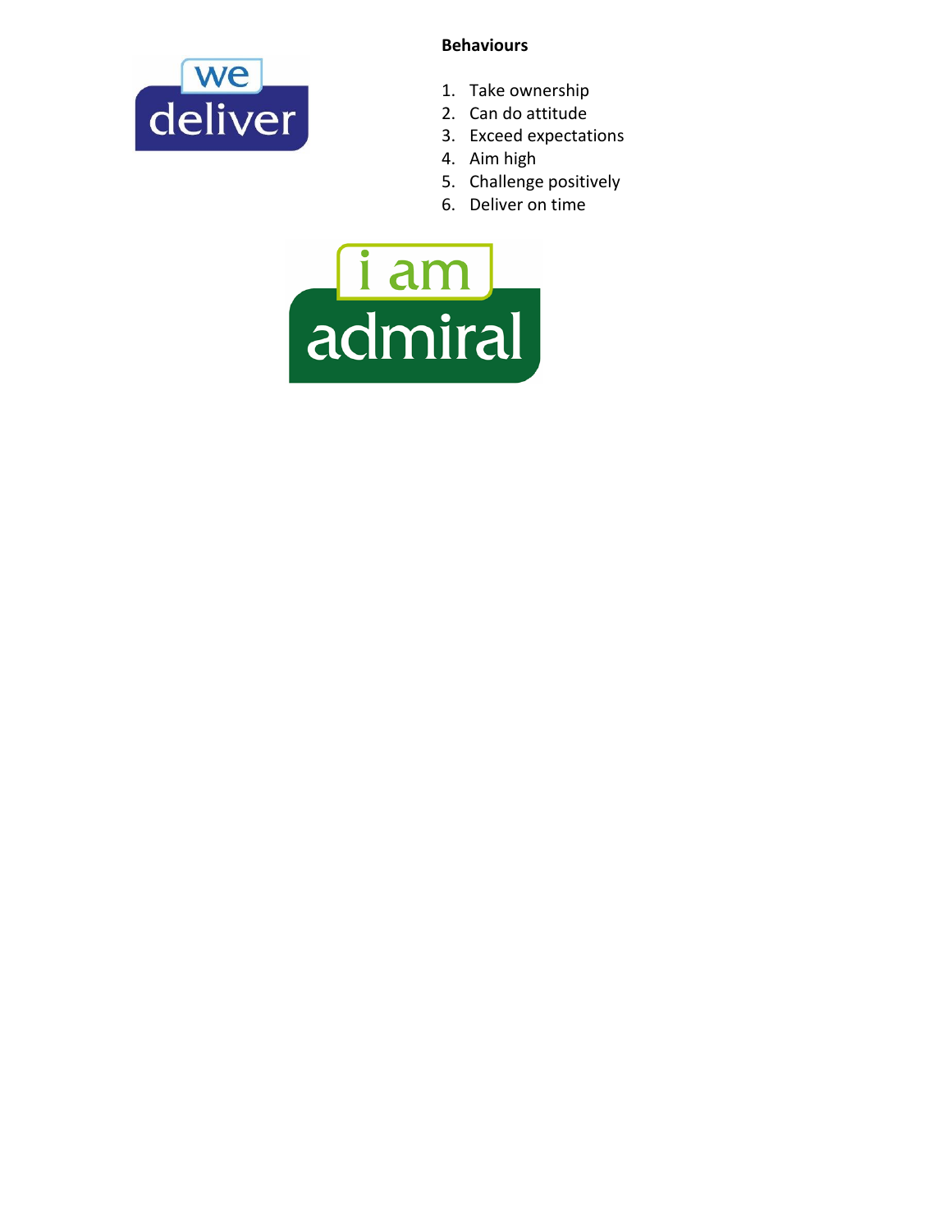we deliver

**Behaviours**

1. Take ownership
2. Can do attitude
3. Exceed expectations
4. Aim high
5. Challenge positively
6. Deliver on time

i am admiral